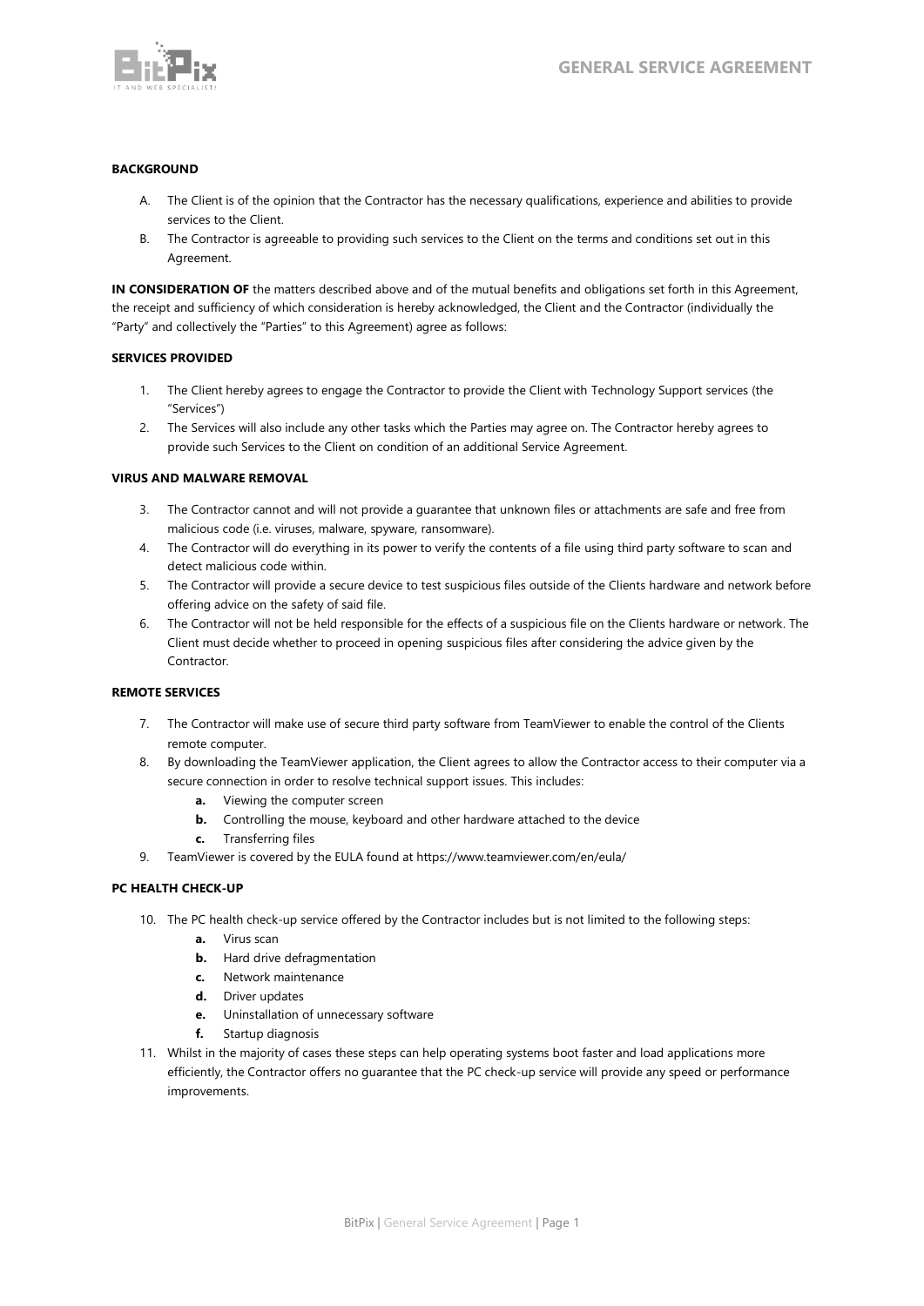# GENERAL SERVICE AGREEMENT

**BACKGROUND**

A. The Client is of the opinion that the Contractor has the necessary qualifications, experience and abilities to provide services to the Client.

B. The Contractor is agreeable to providing such services to the Client on the terms and conditions set out in this Agreement.

**IN CONSIDERATION OF** the matters described above and of the mutual benefits and obligations set forth in this Agreement, the receipt and sufficiency of which consideration is hereby acknowledged, the Client and the Contractor (individually the "Party" and collectively the "Parties" to this Agreement) agree as follows:

**SERVICES PROVIDED**

1. The Client hereby agrees to engage the Contractor to provide the Client with Technology Support services (the "Services")
2. The Services will also include any other tasks which the Parties may agree on. The Contractor hereby agrees to provide such Services to the Client on condition of an additional Service Agreement.

**VIRUS AND MALWARE REMOVAL**

3. The Contractor cannot and will not provide a guarantee that unknown files or attachments are safe and free from malicious code (i.e. viruses, malware, spyware, ransomware).
4. The Contractor will do everything in its power to verify the contents of a file using third party software to scan and detect malicious code within.
5. The Contractor will provide a secure device to test suspicious files outside of the Clients hardware and network before offering advice on the safety of said file.
6. The Contractor will not be held responsible for the effects of a suspicious file on the Clients hardware or network. The Client must decide whether to proceed in opening suspicious files after considering the advice given by the Contractor.

**REMOTE SERVICES**

7. The Contractor will make use of secure third party software from TeamViewer to enable the control of the Clients remote computer.
8. By downloading the TeamViewer application, the Client agrees to allow the Contractor access to their computer via a secure connection in order to resolve technical support issues. This includes:
   - **a.** Viewing the computer screen
   - **b.** Controlling the mouse, keyboard and other hardware attached to the device
   - **c.** Transferring files
9. TeamViewer is covered by the EULA found at https://www.teamviewer.com/en/eula/

**PC HEALTH CHECK-UP**

10. The PC health check-up service offered by the Contractor includes but is not limited to the following steps:
    - **a.** Virus scan
    - **b.** Hard drive defragmentation
    - **c.** Network maintenance
    - **d.** Driver updates
    - **e.** Uninstallation of unnecessary software
    - **f.** Startup diagnosis
11. Whilst in the majority of cases these steps can help operating systems boot faster and load applications more efficiently, the Contractor offers no guarantee that the PC check-up service will provide any speed or performance improvements.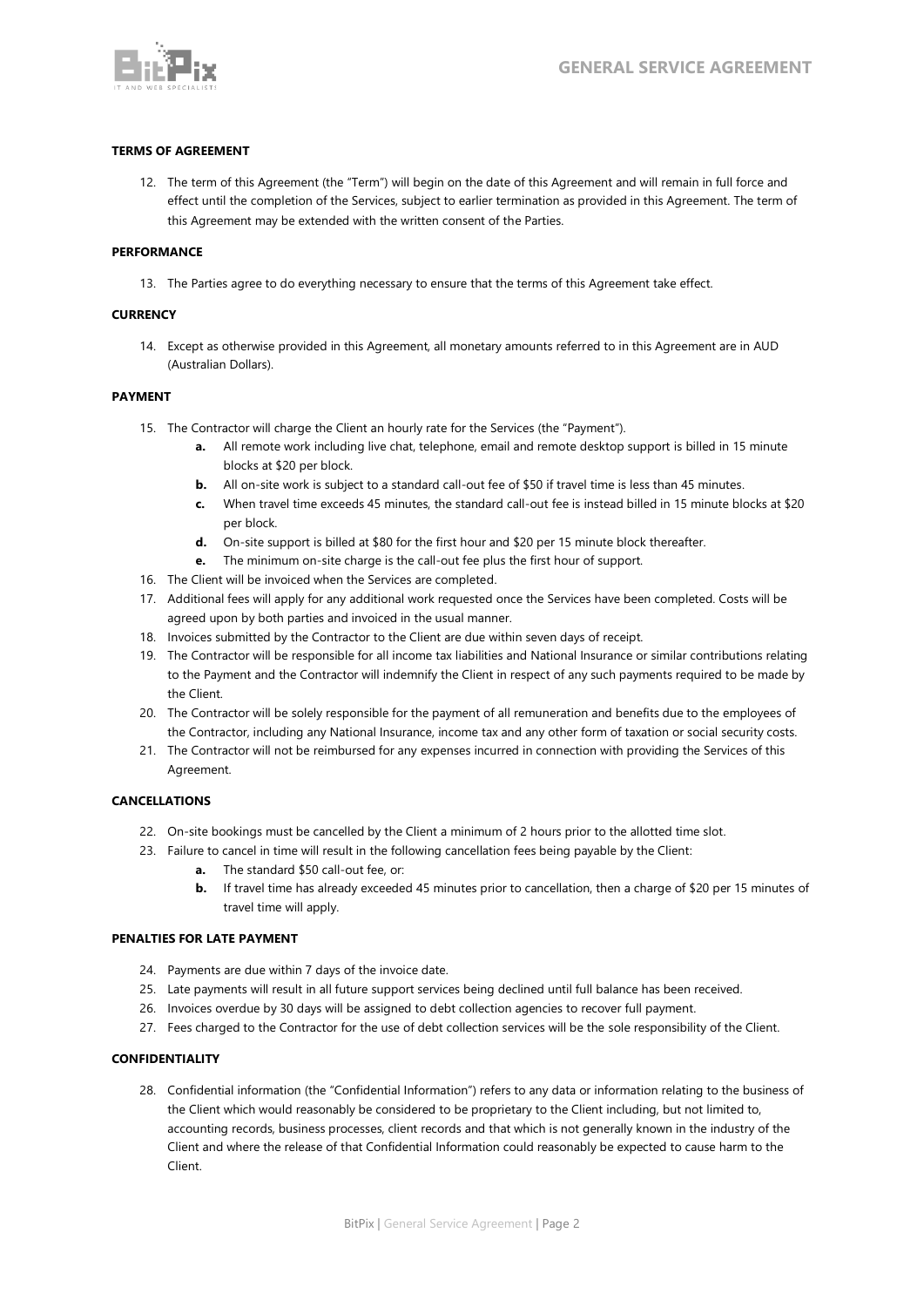#### TERMS OF AGREEMENT

12. The term of this Agreement (the "Term") will begin on the date of this Agreement and will remain in full force and effect until the completion of the Services, subject to earlier termination as provided in this Agreement. The term of this Agreement may be extended with the written consent of the Parties.

#### PERFORMANCE

13. The Parties agree to do everything necessary to ensure that the terms of this Agreement take effect.

#### CURRENCY

14. Except as otherwise provided in this Agreement, all monetary amounts referred to in this Agreement are in AUD (Australian Dollars).

#### PAYMENT

15. The Contractor will charge the Client an hourly rate for the Services (the "Payment").
    - **a.** All remote work including live chat, telephone, email and remote desktop support is billed in 15 minute blocks at $20 per block.
    - **b.** All on-site work is subject to a standard call-out fee of $50 if travel time is less than 45 minutes.
    - **c.** When travel time exceeds 45 minutes, the standard call-out fee is instead billed in 15 minute blocks at $20 per block.
    - **d.** On-site support is billed at $80 for the first hour and $20 per 15 minute block thereafter.
    - **e.** The minimum on-site charge is the call-out fee plus the first hour of support.
16. The Client will be invoiced when the Services are completed.
17. Additional fees will apply for any additional work requested once the Services have been completed. Costs will be agreed upon by both parties and invoiced in the usual manner.
18. Invoices submitted by the Contractor to the Client are due within seven days of receipt.
19. The Contractor will be responsible for all income tax liabilities and National Insurance or similar contributions relating to the Payment and the Contractor will indemnify the Client in respect of any such payments required to be made by the Client.
20. The Contractor will be solely responsible for the payment of all remuneration and benefits due to the employees of the Contractor, including any National Insurance, income tax and any other form of taxation or social security costs.
21. The Contractor will not be reimbursed for any expenses incurred in connection with providing the Services of this Agreement.

#### CANCELLATIONS

22. On-site bookings must be cancelled by the Client a minimum of 2 hours prior to the allotted time slot.
23. Failure to cancel in time will result in the following cancellation fees being payable by the Client:
    - **a.** The standard $50 call-out fee, or:
    - **b.** If travel time has already exceeded 45 minutes prior to cancellation, then a charge of $20 per 15 minutes of travel time will apply.

#### PENALTIES FOR LATE PAYMENT

24. Payments are due within 7 days of the invoice date.
25. Late payments will result in all future support services being declined until full balance has been received.
26. Invoices overdue by 30 days will be assigned to debt collection agencies to recover full payment.
27. Fees charged to the Contractor for the use of debt collection services will be the sole responsibility of the Client.

#### CONFIDENTIALITY

28. Confidential information (the "Confidential Information") refers to any data or information relating to the business of the Client which would reasonably be considered to be proprietary to the Client including, but not limited to, accounting records, business processes, client records and that which is not generally known in the industry of the Client and where the release of that Confidential Information could reasonably be expected to cause harm to the Client.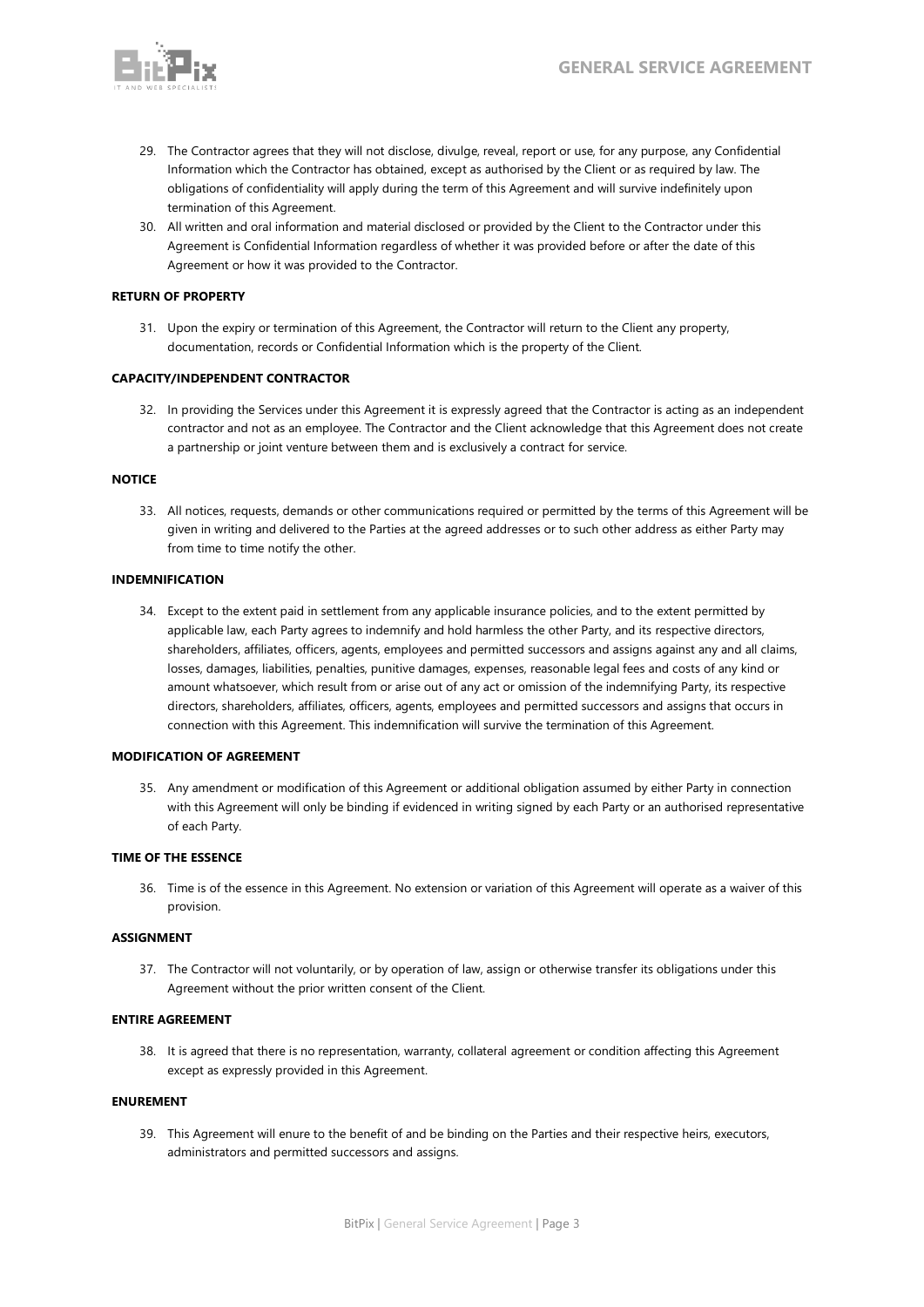29. The Contractor agrees that they will not disclose, divulge, reveal, report or use, for any purpose, any Confidential Information which the Contractor has obtained, except as authorised by the Client or as required by law. The obligations of confidentiality will apply during the term of this Agreement and will survive indefinitely upon termination of this Agreement.
30. All written and oral information and material disclosed or provided by the Client to the Contractor under this Agreement is Confidential Information regardless of whether it was provided before or after the date of this Agreement or how it was provided to the Contractor.

**RETURN OF PROPERTY**

31. Upon the expiry or termination of this Agreement, the Contractor will return to the Client any property, documentation, records or Confidential Information which is the property of the Client.

**CAPACITY/INDEPENDENT CONTRACTOR**

32. In providing the Services under this Agreement it is expressly agreed that the Contractor is acting as an independent contractor and not as an employee. The Contractor and the Client acknowledge that this Agreement does not create a partnership or joint venture between them and is exclusively a contract for service.

**NOTICE**

33. All notices, requests, demands or other communications required or permitted by the terms of this Agreement will be given in writing and delivered to the Parties at the agreed addresses or to such other address as either Party may from time to time notify the other.

**INDEMNIFICATION**

34. Except to the extent paid in settlement from any applicable insurance policies, and to the extent permitted by applicable law, each Party agrees to indemnify and hold harmless the other Party, and its respective directors, shareholders, affiliates, officers, agents, employees and permitted successors and assigns against any and all claims, losses, damages, liabilities, penalties, punitive damages, expenses, reasonable legal fees and costs of any kind or amount whatsoever, which result from or arise out of any act or omission of the indemnifying Party, its respective directors, shareholders, affiliates, officers, agents, employees and permitted successors and assigns that occurs in connection with this Agreement. This indemnification will survive the termination of this Agreement.

**MODIFICATION OF AGREEMENT**

35. Any amendment or modification of this Agreement or additional obligation assumed by either Party in connection with this Agreement will only be binding if evidenced in writing signed by each Party or an authorised representative of each Party.

**TIME OF THE ESSENCE**

36. Time is of the essence in this Agreement. No extension or variation of this Agreement will operate as a waiver of this provision.

**ASSIGNMENT**

37. The Contractor will not voluntarily, or by operation of law, assign or otherwise transfer its obligations under this Agreement without the prior written consent of the Client.

**ENTIRE AGREEMENT**

38. It is agreed that there is no representation, warranty, collateral agreement or condition affecting this Agreement except as expressly provided in this Agreement.

**ENUREMENT**

39. This Agreement will enure to the benefit of and be binding on the Parties and their respective heirs, executors, administrators and permitted successors and assigns.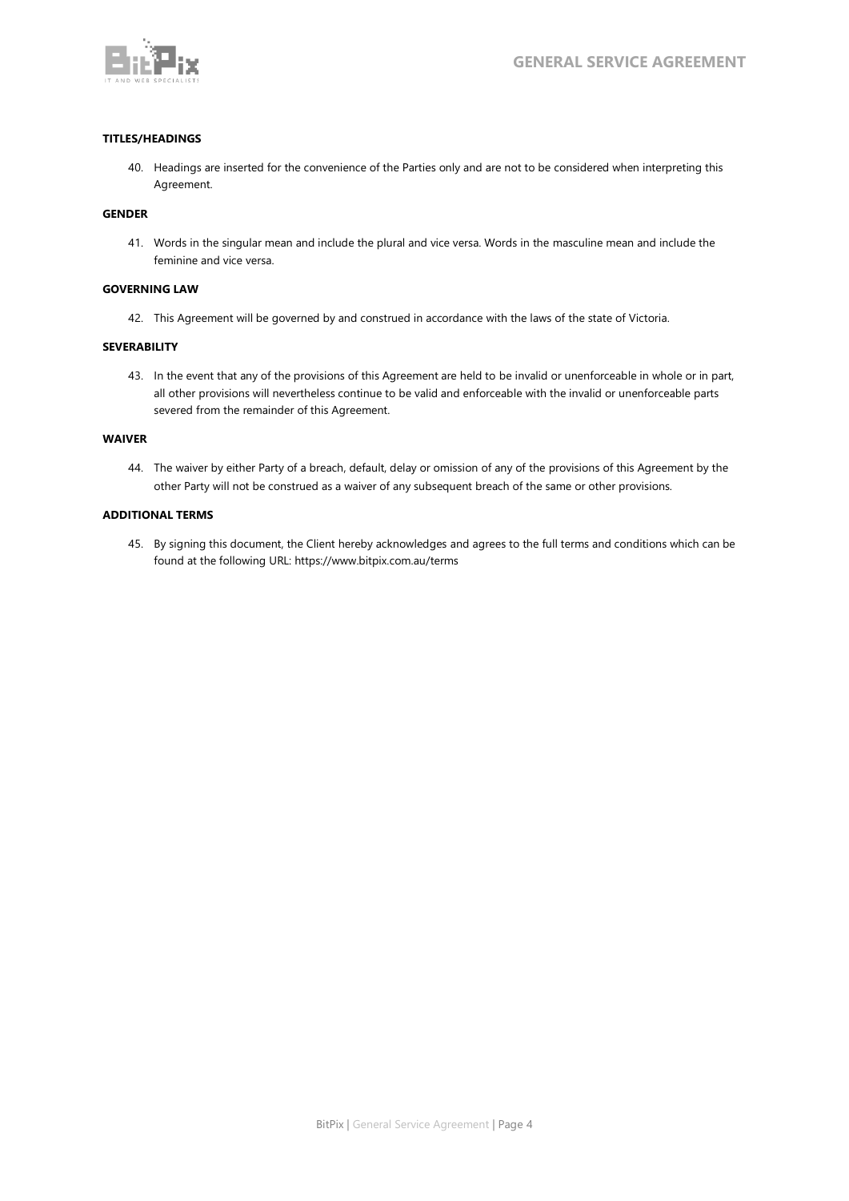### TITLES/HEADINGS

40. Headings are inserted for the convenience of the Parties only and are not to be considered when interpreting this Agreement.

### GENDER

41. Words in the singular mean and include the plural and vice versa. Words in the masculine mean and include the feminine and vice versa.

### GOVERNING LAW

42. This Agreement will be governed by and construed in accordance with the laws of the state of Victoria.

### SEVERABILITY

43. In the event that any of the provisions of this Agreement are held to be invalid or unenforceable in whole or in part, all other provisions will nevertheless continue to be valid and enforceable with the invalid or unenforceable parts severed from the remainder of this Agreement.

### WAIVER

44. The waiver by either Party of a breach, default, delay or omission of any of the provisions of this Agreement by the other Party will not be construed as a waiver of any subsequent breach of the same or other provisions.

### ADDITIONAL TERMS

45. By signing this document, the Client hereby acknowledges and agrees to the full terms and conditions which can be found at the following URL: https://www.bitpix.com.au/terms